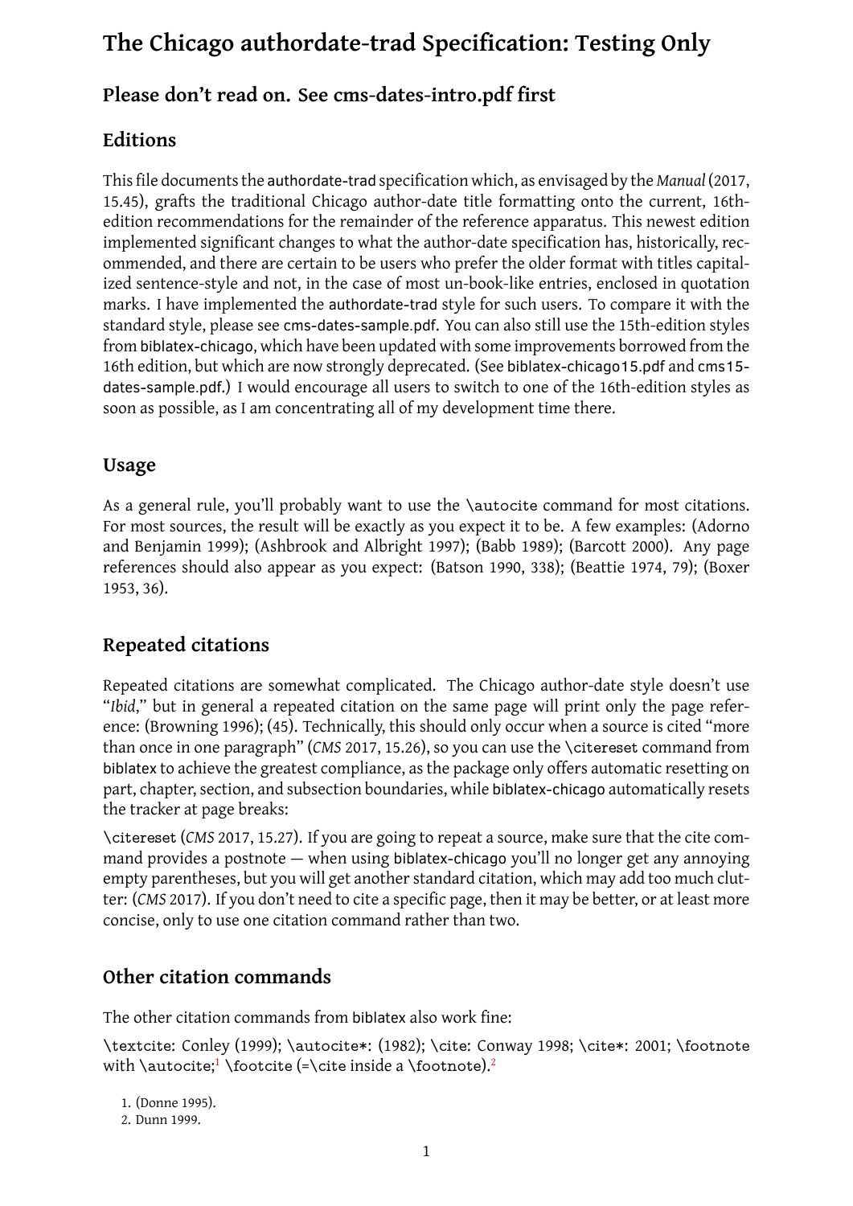# The Chicago authordate-trad Specification: Testing Only

## Please don't read on. See cms-dates-intro.pdf first

## Editions

This file documents the authordate-trad specification which, as envisaged by the *Manual* (2017, 15.45), grafts the traditional Chicago author-date title formatting onto the current, 16th-edition recommendations for the remainder of the reference apparatus. This newest edition implemented significant changes to what the author-date specification has, historically, recommended, and there are certain to be users who prefer the older format with titles capitalized sentence-style and not, in the case of most un-book-like entries, enclosed in quotation marks. I have implemented the authordate-trad style for such users. To compare it with the standard style, please see cms-dates-sample.pdf. You can also still use the 15th-edition styles from biblatex-chicago, which have been updated with some improvements borrowed from the 16th edition, but which are now strongly deprecated. (See biblatex-chicago15.pdf and cms15-dates-sample.pdf.) I would encourage all users to switch to one of the 16th-edition styles as soon as possible, as I am concentrating all of my development time there.

## Usage

As a general rule, you'll probably want to use the \autocite command for most citations. For most sources, the result will be exactly as you expect it to be. A few examples: (Adorno and Benjamin 1999); (Ashbrook and Albright 1997); (Babb 1989); (Barcott 2000). Any page references should also appear as you expect: (Batson 1990, 338); (Beattie 1974, 79); (Boxer 1953, 36).

## Repeated citations

Repeated citations are somewhat complicated. The Chicago author-date style doesn't use "*Ibid*," but in general a repeated citation on the same page will print only the page reference: (Browning 1996); (45). Technically, this should only occur when a source is cited "more than once in one paragraph" (*CMS* 2017, 15.26), so you can use the \citereset command from biblatex to achieve the greatest compliance, as the package only offers automatic resetting on part, chapter, section, and subsection boundaries, while biblatex-chicago automatically resets the tracker at page breaks:

\citereset (*CMS* 2017, 15.27). If you are going to repeat a source, make sure that the cite command provides a postnote — when using biblatex-chicago you'll no longer get any annoying empty parentheses, but you will get another standard citation, which may add too much clutter: (*CMS* 2017). If you don't need to cite a specific page, then it may be better, or at least more concise, only to use one citation command rather than two.

## Other citation commands

The other citation commands from biblatex also work fine:

\textcite: Conley (1999); \autocite*: (1982); \cite: Conway 1998; \cite*: 2001; \footnote with \autocite;[1] \footcite (=\cite inside a \footnote).[2]

1. (Donne 1995).
2. Dunn 1999.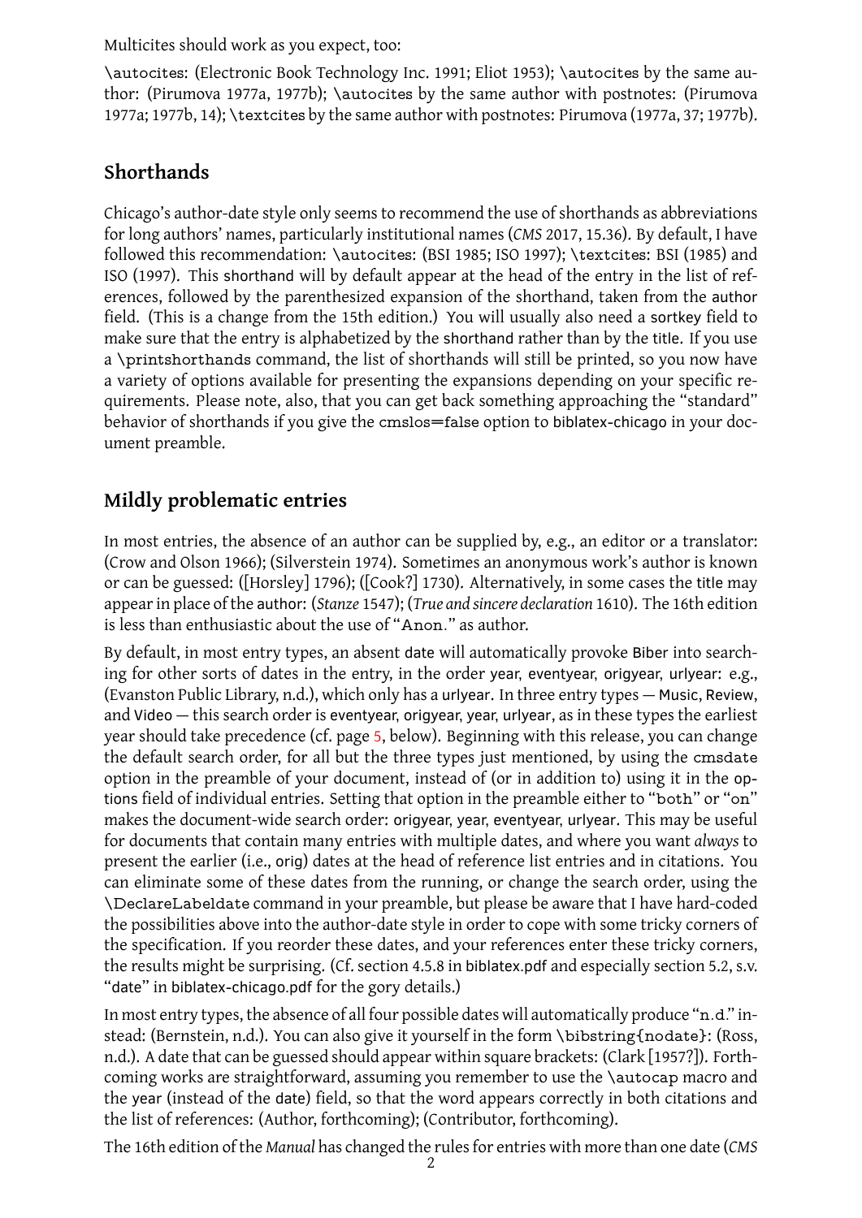Multicites should work as you expect, too:

`\autocites`: (Electronic Book Technology Inc. 1991; Eliot 1953); `\autocites` by the same author: (Pirumova 1977a, 1977b); `\autocites` by the same author with postnotes: (Pirumova 1977a; 1977b, 14); `\textcites` by the same author with postnotes: Pirumova (1977a, 37; 1977b).

## Shorthands

Chicago's author-date style only seems to recommend the use of shorthands as abbreviations for long authors' names, particularly institutional names (*CMS* 2017, 15.36). By default, I have followed this recommendation: `\autocites`: (BSI 1985; ISO 1997); `\textcites`: BSI (1985) and ISO (1997). This shorthand will by default appear at the head of the entry in the list of references, followed by the parenthesized expansion of the shorthand, taken from the author field. (This is a change from the 15th edition.) You will usually also need a sortkey field to make sure that the entry is alphabetized by the shorthand rather than by the title. If you use a `\printshorthands` command, the list of shorthands will still be printed, so you now have a variety of options available for presenting the expansions depending on your specific requirements. Please note, also, that you can get back something approaching the "standard" behavior of shorthands if you give the `cmslos=false` option to biblatex-chicago in your document preamble.

## Mildly problematic entries

In most entries, the absence of an author can be supplied by, e.g., an editor or a translator: (Crow and Olson 1966); (Silverstein 1974). Sometimes an anonymous work's author is known or can be guessed: ([Horsley] 1796); ([Cook?] 1730). Alternatively, in some cases the title may appear in place of the author: (*Stanze* 1547); (*True and sincere declaration* 1610). The 16th edition is less than enthusiastic about the use of "`Anon.`" as author.

By default, in most entry types, an absent date will automatically provoke Biber into searching for other sorts of dates in the entry, in the order year, eventyear, origyear, urlyear: e.g., (Evanston Public Library, n.d.), which only has a urlyear. In three entry types — Music, Review, and Video — this search order is eventyear, origyear, year, urlyear, as in these types the earliest year should take precedence (cf. page 5, below). Beginning with this release, you can change the default search order, for all but the three types just mentioned, by using the `cmsdate` option in the preamble of your document, instead of (or in addition to) using it in the options field of individual entries. Setting that option in the preamble either to "`both`" or "`on`" makes the document-wide search order: origyear, year, eventyear, urlyear. This may be useful for documents that contain many entries with multiple dates, and where you want *always* to present the earlier (i.e., orig) dates at the head of reference list entries and in citations. You can eliminate some of these dates from the running, or change the search order, using the `\DeclareLabeldate` command in your preamble, but please be aware that I have hard-coded the possibilities above into the author-date style in order to cope with some tricky corners of the specification. If you reorder these dates, and your references enter these tricky corners, the results might be surprising. (Cf. section 4.5.8 in biblatex.pdf and especially section 5.2, s.v. "date" in biblatex-chicago.pdf for the gory details.)

In most entry types, the absence of all four possible dates will automatically produce "`n.d.`" instead: (Bernstein, n.d.). You can also give it yourself in the form `\bibstring{nodate}`: (Ross, n.d.). A date that can be guessed should appear within square brackets: (Clark [1957?]). Forthcoming works are straightforward, assuming you remember to use the `\autocap` macro and the year (instead of the date) field, so that the word appears correctly in both citations and the list of references: (Author, forthcoming); (Contributor, forthcoming).

The 16th edition of the *Manual* has changed the rules for entries with more than one date (*CMS*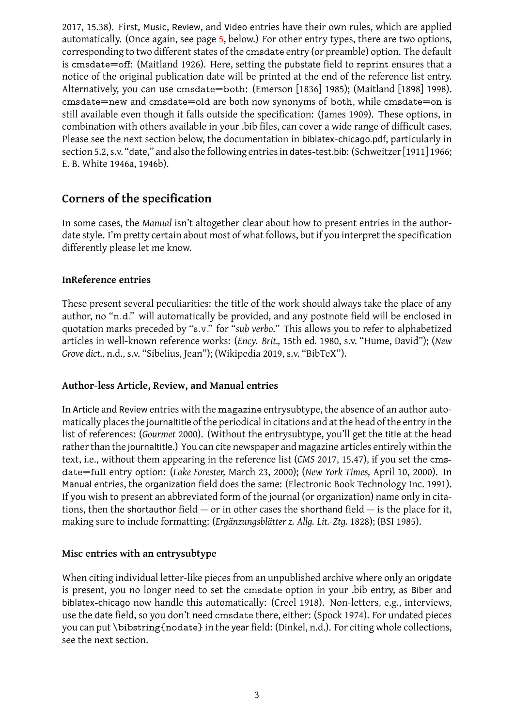2017, 15.38). First, Music, Review, and Video entries have their own rules, which are applied automatically. (Once again, see page 5, below.) For other entry types, there are two options, corresponding to two different states of the cmsdate entry (or preamble) option. The default is cmsdate=off: (Maitland 1926). Here, setting the pubstate field to reprint ensures that a notice of the original publication date will be printed at the end of the reference list entry. Alternatively, you can use cmsdate=both: (Emerson [1836] 1985); (Maitland [1898] 1998). cmsdate=new and cmsdate=old are both now synonyms of both, while cmsdate=on is still available even though it falls outside the specification: (James 1909). These options, in combination with others available in your .bib files, can cover a wide range of difficult cases. Please see the next section below, the documentation in biblatex-chicago.pdf, particularly in section 5.2, s.v. "date," and also the following entries in dates-test.bib: (Schweitzer [1911] 1966; E. B. White 1946a, 1946b).

## Corners of the specification

In some cases, the *Manual* isn't altogether clear about how to present entries in the author-date style. I'm pretty certain about most of what follows, but if you interpret the specification differently please let me know.

### InReference entries

These present several peculiarities: the title of the work should always take the place of any author, no "n.d." will automatically be provided, and any postnote field will be enclosed in quotation marks preceded by "s.v." for "*sub verbo*." This allows you to refer to alphabetized articles in well-known reference works: (*Ency. Brit.,* 15th ed. 1980, s.v. "Hume, David"); (*New Grove dict.,* n.d., s.v. "Sibelius, Jean"); (Wikipedia 2019, s.v. "BibTeX").

### Author-less Article, Review, and Manual entries

In Article and Review entries with the magazine entrysubtype, the absence of an author automatically places the journaltitle of the periodical in citations and at the head of the entry in the list of references: (*Gourmet* 2000). (Without the entrysubtype, you'll get the title at the head rather than the journaltitle.) You can cite newspaper and magazine articles entirely within the text, i.e., without them appearing in the reference list (*CMS* 2017, 15.47), if you set the cmsdate=full entry option: (*Lake Forester,* March 23, 2000); (*New York Times,* April 10, 2000). In Manual entries, the organization field does the same: (Electronic Book Technology Inc. 1991). If you wish to present an abbreviated form of the journal (or organization) name only in citations, then the shortauthor field — or in other cases the shorthand field — is the place for it, making sure to include formatting: (*Ergänzungsblätter z. Allg. Lit.-Ztg.* 1828); (BSI 1985).

### Misc entries with an entrysubtype

When citing individual letter-like pieces from an unpublished archive where only an origdate is present, you no longer need to set the cmsdate option in your .bib entry, as Biber and biblatex-chicago now handle this automatically: (Creel 1918). Non-letters, e.g., interviews, use the date field, so you don't need cmsdate there, either: (Spock 1974). For undated pieces you can put \bibstring{nodate} in the year field: (Dinkel, n.d.). For citing whole collections, see the next section.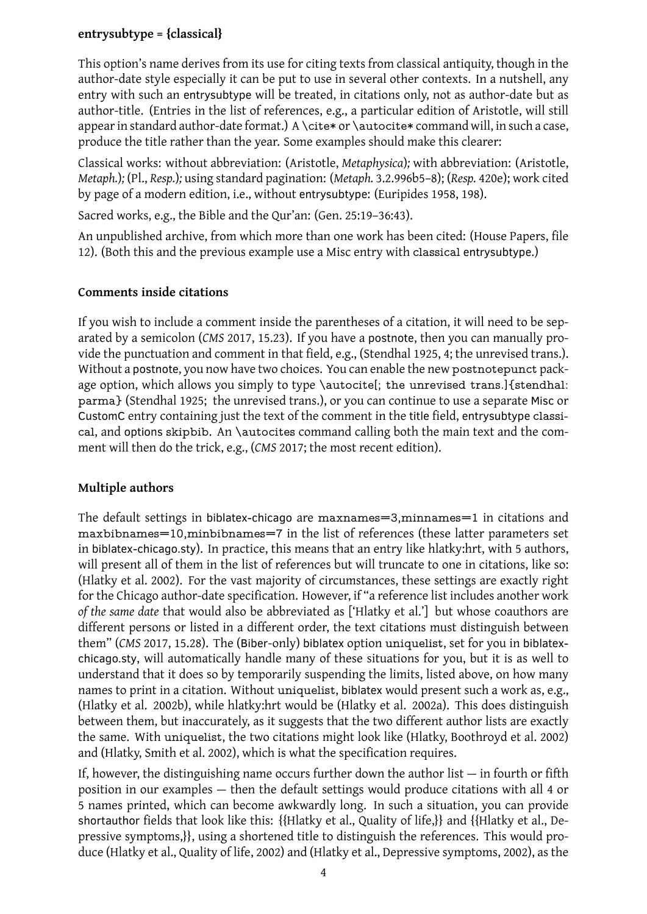**entrysubtype = {classical}**

This option's name derives from its use for citing texts from classical antiquity, though in the author-date style especially it can be put to use in several other contexts. In a nutshell, any entry with such an entrysubtype will be treated, in citations only, not as author-date but as author-title. (Entries in the list of references, e.g., a particular edition of Aristotle, will still appear in standard author-date format.) A `\cite*` or `\autocite*` command will, in such a case, produce the title rather than the year. Some examples should make this clearer:

Classical works: without abbreviation: (Aristotle, *Metaphysica*); with abbreviation: (Aristotle, *Metaph.*); (Pl., *Resp.*); using standard pagination: (*Metaph.* 3.2.996b5–8); (*Resp.* 420e); work cited by page of a modern edition, i.e., without entrysubtype: (Euripides 1958, 198).

Sacred works, e.g., the Bible and the Qur'an: (Gen. 25:19–36:43).

An unpublished archive, from which more than one work has been cited: (House Papers, file 12). (Both this and the previous example use a Misc entry with classical entrysubtype.)

### Comments inside citations

If you wish to include a comment inside the parentheses of a citation, it will need to be separated by a semicolon (*CMS* 2017, 15.23). If you have a postnote, then you can manually provide the punctuation and comment in that field, e.g., (Stendhal 1925, 4; the unrevised trans.). Without a postnote, you now have two choices. You can enable the new `postnotepunct` package option, which allows you simply to type `\autocite[; the unrevised trans.]{stendhal:parma}` (Stendhal 1925; the unrevised trans.), or you can continue to use a separate Misc or CustomC entry containing just the text of the comment in the title field, entrysubtype classical, and options skipbib. An `\autocites` command calling both the main text and the comment will then do the trick, e.g., (*CMS* 2017; the most recent edition).

### Multiple authors

The default settings in biblatex-chicago are `maxnames=3,minnames=1` in citations and `maxbibnames=10,minbibnames=7` in the list of references (these latter parameters set in biblatex-chicago.sty). In practice, this means that an entry like hlatky:hrt, with 5 authors, will present all of them in the list of references but will truncate to one in citations, like so: (Hlatky et al. 2002). For the vast majority of circumstances, these settings are exactly right for the Chicago author-date specification. However, if "a reference list includes another work *of the same date* that would also be abbreviated as ['Hlatky et al.'] but whose coauthors are different persons or listed in a different order, the text citations must distinguish between them" (*CMS* 2017, 15.28). The (Biber-only) biblatex option uniquelist, set for you in biblatex-chicago.sty, will automatically handle many of these situations for you, but it is as well to understand that it does so by temporarily suspending the limits, listed above, on how many names to print in a citation. Without uniquelist, biblatex would present such a work as, e.g., (Hlatky et al. 2002b), while hlatky:hrt would be (Hlatky et al. 2002a). This does distinguish between them, but inaccurately, as it suggests that the two different author lists are exactly the same. With uniquelist, the two citations might look like (Hlatky, Boothroyd et al. 2002) and (Hlatky, Smith et al. 2002), which is what the specification requires.

If, however, the distinguishing name occurs further down the author list — in fourth or fifth position in our examples — then the default settings would produce citations with all 4 or 5 names printed, which can become awkwardly long. In such a situation, you can provide shortauthor fields that look like this: {{Hlatky et al., Quality of life,}} and {{Hlatky et al., Depressive symptoms,}}, using a shortened title to distinguish the references. This would produce (Hlatky et al., Quality of life, 2002) and (Hlatky et al., Depressive symptoms, 2002), as the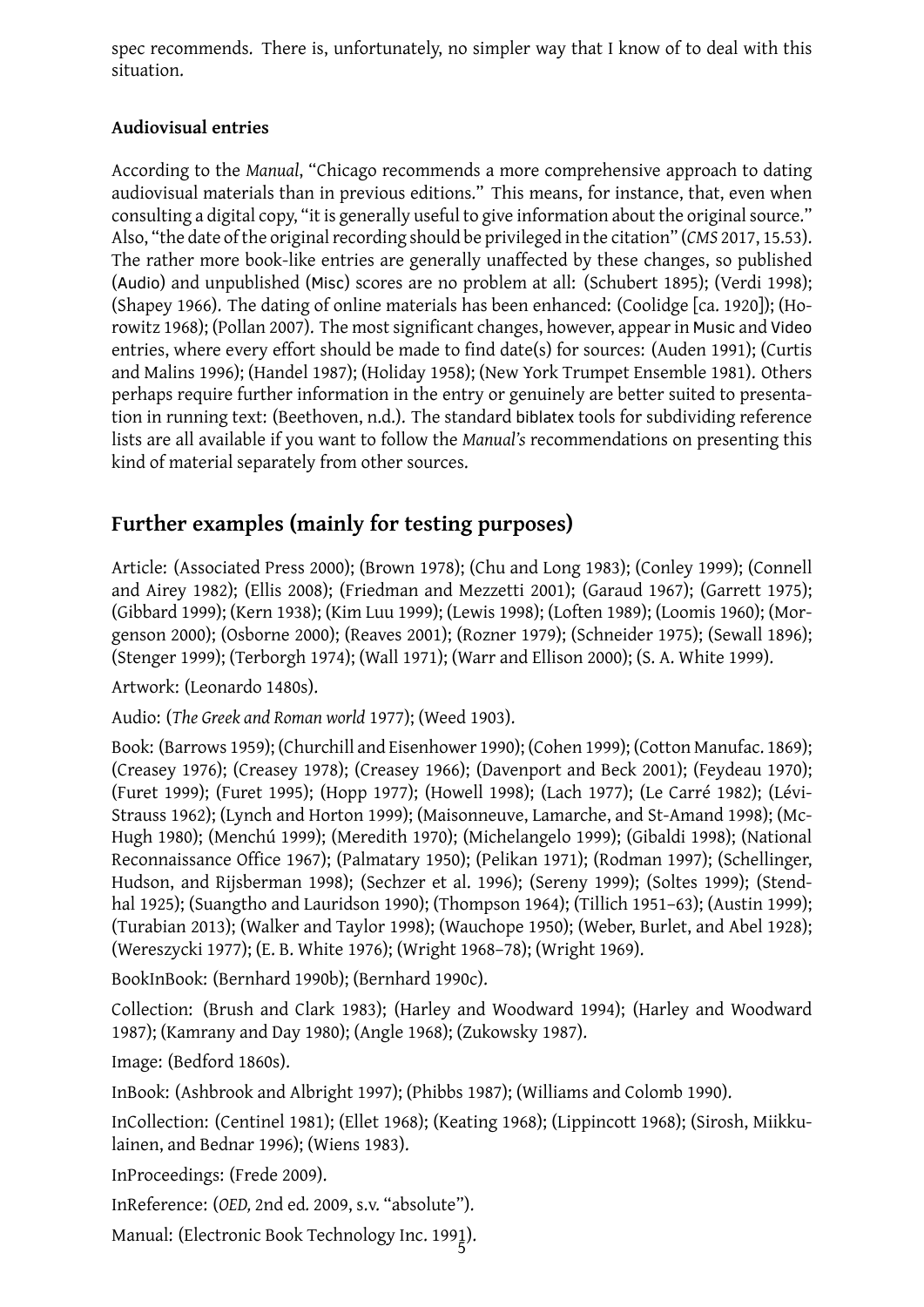spec recommends. There is, unfortunately, no simpler way that I know of to deal with this situation.

#### Audiovisual entries

According to the *Manual*, "Chicago recommends a more comprehensive approach to dating audiovisual materials than in previous editions." This means, for instance, that, even when consulting a digital copy, "it is generally useful to give information about the original source." Also, "the date of the original recording should be privileged in the citation" (*CMS* 2017, 15.53). The rather more book-like entries are generally unaffected by these changes, so published (Audio) and unpublished (Misc) scores are no problem at all: (Schubert 1895); (Verdi 1998); (Shapey 1966). The dating of online materials has been enhanced: (Coolidge [ca. 1920]); (Horowitz 1968); (Pollan 2007). The most significant changes, however, appear in Music and Video entries, where every effort should be made to find date(s) for sources: (Auden 1991); (Curtis and Malins 1996); (Handel 1987); (Holiday 1958); (New York Trumpet Ensemble 1981). Others perhaps require further information in the entry or genuinely are better suited to presentation in running text: (Beethoven, n.d.). The standard biblatex tools for subdividing reference lists are all available if you want to follow the *Manual's* recommendations on presenting this kind of material separately from other sources.

## Further examples (mainly for testing purposes)

Article: (Associated Press 2000); (Brown 1978); (Chu and Long 1983); (Conley 1999); (Connell and Airey 1982); (Ellis 2008); (Friedman and Mezzetti 2001); (Garaud 1967); (Garrett 1975); (Gibbard 1999); (Kern 1938); (Kim Luu 1999); (Lewis 1998); (Loften 1989); (Loomis 1960); (Morgenson 2000); (Osborne 2000); (Reaves 2001); (Rozner 1979); (Schneider 1975); (Sewall 1896); (Stenger 1999); (Terborgh 1974); (Wall 1971); (Warr and Ellison 2000); (S. A. White 1999).

Artwork: (Leonardo 1480s).

Audio: (*The Greek and Roman world* 1977); (Weed 1903).

Book: (Barrows 1959); (Churchill and Eisenhower 1990); (Cohen 1999); (Cotton Manufac. 1869); (Creasey 1976); (Creasey 1978); (Creasey 1966); (Davenport and Beck 2001); (Feydeau 1970); (Furet 1999); (Furet 1995); (Hopp 1977); (Howell 1998); (Lach 1977); (Le Carré 1982); (Lévi-Strauss 1962); (Lynch and Horton 1999); (Maisonneuve, Lamarche, and St-Amand 1998); (McHugh 1980); (Menchú 1999); (Meredith 1970); (Michelangelo 1999); (Gibaldi 1998); (National Reconnaissance Office 1967); (Palmatary 1950); (Pelikan 1971); (Rodman 1997); (Schellinger, Hudson, and Rijsberman 1998); (Sechzer et al. 1996); (Sereny 1999); (Soltes 1999); (Stendhal 1925); (Suangtho and Lauridson 1990); (Thompson 1964); (Tillich 1951–63); (Austin 1999); (Turabian 2013); (Walker and Taylor 1998); (Wauchope 1950); (Weber, Burlet, and Abel 1928); (Wereszycki 1977); (E. B. White 1976); (Wright 1968–78); (Wright 1969).

BookInBook: (Bernhard 1990b); (Bernhard 1990c).

Collection: (Brush and Clark 1983); (Harley and Woodward 1994); (Harley and Woodward 1987); (Kamrany and Day 1980); (Angle 1968); (Zukowsky 1987).

Image: (Bedford 1860s).

InBook: (Ashbrook and Albright 1997); (Phibbs 1987); (Williams and Colomb 1990).

InCollection: (Centinel 1981); (Ellet 1968); (Keating 1968); (Lippincott 1968); (Sirosh, Miikkulainen, and Bednar 1996); (Wiens 1983).

InProceedings: (Frede 2009).

InReference: (*OED,* 2nd ed. 2009, s.v. "absolute").

Manual: (Electronic Book Technology Inc. 1991).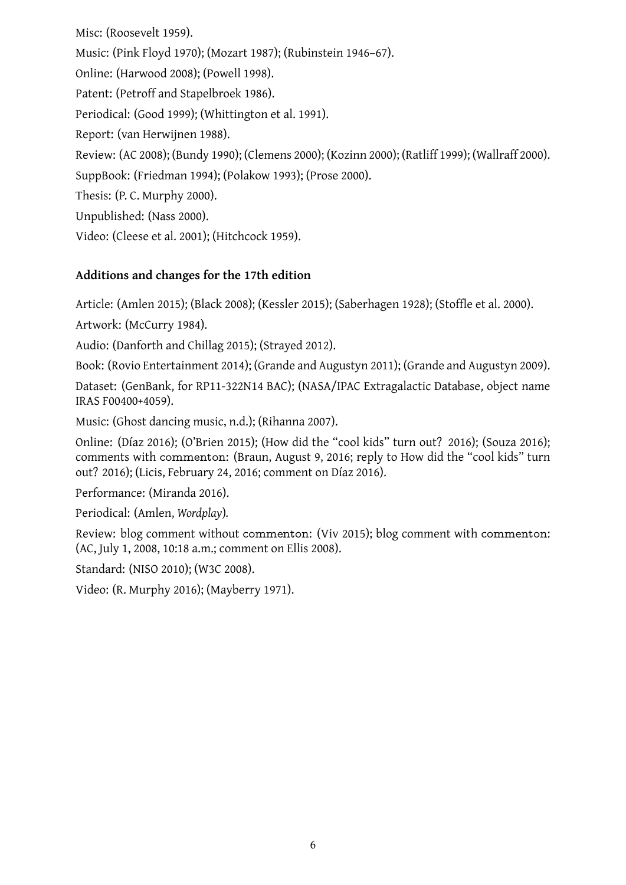Misc: (Roosevelt 1959).

Music: (Pink Floyd 1970); (Mozart 1987); (Rubinstein 1946–67).

Online: (Harwood 2008); (Powell 1998).

Patent: (Petroff and Stapelbroek 1986).

Periodical: (Good 1999); (Whittington et al. 1991).

Report: (van Herwijnen 1988).

Review: (AC 2008); (Bundy 1990); (Clemens 2000); (Kozinn 2000); (Ratliff 1999); (Wallraff 2000).

SuppBook: (Friedman 1994); (Polakow 1993); (Prose 2000).

Thesis: (P. C. Murphy 2000).

Unpublished: (Nass 2000).

Video: (Cleese et al. 2001); (Hitchcock 1959).

### Additions and changes for the 17th edition

Article: (Amlen 2015); (Black 2008); (Kessler 2015); (Saberhagen 1928); (Stoffle et al. 2000).

Artwork: (McCurry 1984).

Audio: (Danforth and Chillag 2015); (Strayed 2012).

Book: (Rovio Entertainment 2014); (Grande and Augustyn 2011); (Grande and Augustyn 2009).

Dataset: (GenBank, for RP11-322N14 BAC); (NASA/IPAC Extragalactic Database, object name IRAS F00400+4059).

Music: (Ghost dancing music, n.d.); (Rihanna 2007).

Online: (Díaz 2016); (O'Brien 2015); (How did the "cool kids" turn out? 2016); (Souza 2016); comments with commenton: (Braun, August 9, 2016; reply to How did the "cool kids" turn out? 2016); (Licis, February 24, 2016; comment on Díaz 2016).

Performance: (Miranda 2016).

Periodical: (Amlen, *Wordplay*).

Review: blog comment without commenton: (Viv 2015); blog comment with commenton: (AC, July 1, 2008, 10:18 a.m.; comment on Ellis 2008).

Standard: (NISO 2010); (W3C 2008).

Video: (R. Murphy 2016); (Mayberry 1971).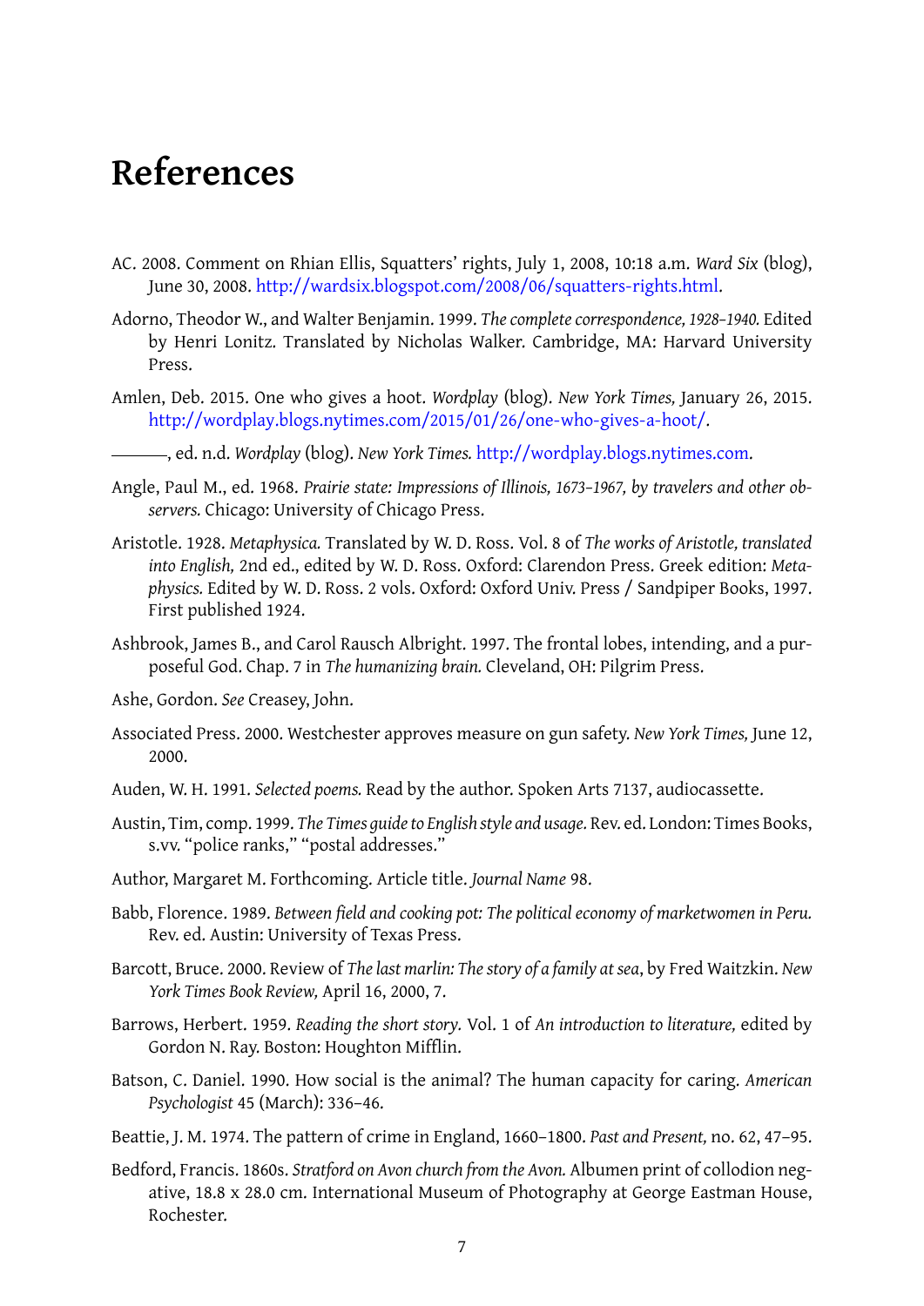# References

AC. 2008. Comment on Rhian Ellis, Squatters' rights, July 1, 2008, 10:18 a.m. *Ward Six* (blog), June 30, 2008. http://wardsix.blogspot.com/2008/06/squatters-rights.html.

Adorno, Theodor W., and Walter Benjamin. 1999. *The complete correspondence, 1928–1940.* Edited by Henri Lonitz. Translated by Nicholas Walker. Cambridge, MA: Harvard University Press.

Amlen, Deb. 2015. One who gives a hoot. *Wordplay* (blog). *New York Times,* January 26, 2015. http://wordplay.blogs.nytimes.com/2015/01/26/one-who-gives-a-hoot/.

———, ed. n.d. *Wordplay* (blog). *New York Times.* http://wordplay.blogs.nytimes.com.

Angle, Paul M., ed. 1968. *Prairie state: Impressions of Illinois, 1673–1967, by travelers and other observers.* Chicago: University of Chicago Press.

Aristotle. 1928. *Metaphysica.* Translated by W. D. Ross. Vol. 8 of *The works of Aristotle, translated into English,* 2nd ed., edited by W. D. Ross. Oxford: Clarendon Press. Greek edition: *Metaphysics.* Edited by W. D. Ross. 2 vols. Oxford: Oxford Univ. Press / Sandpiper Books, 1997. First published 1924.

Ashbrook, James B., and Carol Rausch Albright. 1997. The frontal lobes, intending, and a purposeful God. Chap. 7 in *The humanizing brain.* Cleveland, OH: Pilgrim Press.

Ashe, Gordon. *See* Creasey, John.

Associated Press. 2000. Westchester approves measure on gun safety. *New York Times,* June 12, 2000.

Auden, W. H. 1991. *Selected poems.* Read by the author. Spoken Arts 7137, audiocassette.

Austin, Tim, comp. 1999. *The Times guide to English style and usage.* Rev. ed. London: Times Books, s.vv. "police ranks," "postal addresses."

Author, Margaret M. Forthcoming. Article title. *Journal Name* 98.

Babb, Florence. 1989. *Between field and cooking pot: The political economy of marketwomen in Peru.* Rev. ed. Austin: University of Texas Press.

Barcott, Bruce. 2000. Review of *The last marlin: The story of a family at sea*, by Fred Waitzkin. *New York Times Book Review,* April 16, 2000, 7.

Barrows, Herbert. 1959. *Reading the short story.* Vol. 1 of *An introduction to literature,* edited by Gordon N. Ray. Boston: Houghton Mifflin.

Batson, C. Daniel. 1990. How social is the animal? The human capacity for caring. *American Psychologist* 45 (March): 336–46.

Beattie, J. M. 1974. The pattern of crime in England, 1660–1800. *Past and Present,* no. 62, 47–95.

Bedford, Francis. 1860s. *Stratford on Avon church from the Avon.* Albumen print of collodion negative, 18.8 x 28.0 cm. International Museum of Photography at George Eastman House, Rochester.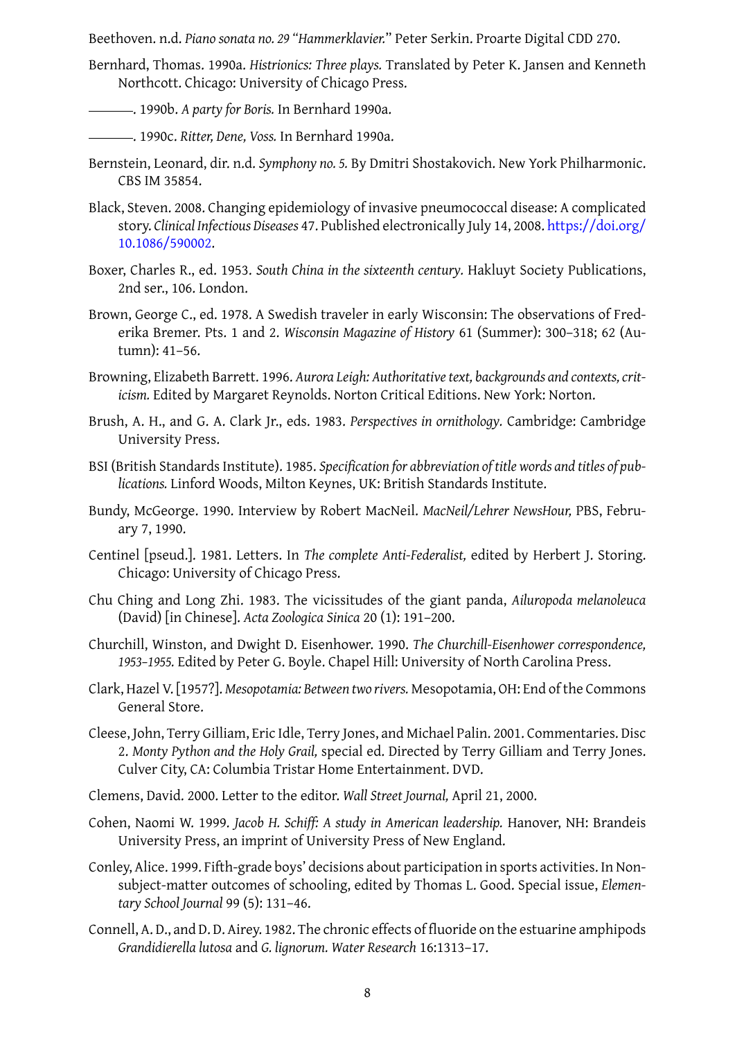Beethoven. n.d. *Piano sonata no. 29 "Hammerklavier."* Peter Serkin. Proarte Digital CDD 270.

Bernhard, Thomas. 1990a. *Histrionics: Three plays.* Translated by Peter K. Jansen and Kenneth Northcott. Chicago: University of Chicago Press.

———. 1990b. *A party for Boris.* In Bernhard 1990a.

———. 1990c. *Ritter, Dene, Voss.* In Bernhard 1990a.

Bernstein, Leonard, dir. n.d. *Symphony no. 5.* By Dmitri Shostakovich. New York Philharmonic. CBS IM 35854.

Black, Steven. 2008. Changing epidemiology of invasive pneumococcal disease: A complicated story. *Clinical Infectious Diseases* 47. Published electronically July 14, 2008. https://doi.org/10.1086/590002.

Boxer, Charles R., ed. 1953. *South China in the sixteenth century.* Hakluyt Society Publications, 2nd ser., 106. London.

Brown, George C., ed. 1978. A Swedish traveler in early Wisconsin: The observations of Frederika Bremer. Pts. 1 and 2. *Wisconsin Magazine of History* 61 (Summer): 300–318; 62 (Autumn): 41–56.

Browning, Elizabeth Barrett. 1996. *Aurora Leigh: Authoritative text, backgrounds and contexts, criticism.* Edited by Margaret Reynolds. Norton Critical Editions. New York: Norton.

Brush, A. H., and G. A. Clark Jr., eds. 1983. *Perspectives in ornithology.* Cambridge: Cambridge University Press.

BSI (British Standards Institute). 1985. *Specification for abbreviation of title words and titles of publications.* Linford Woods, Milton Keynes, UK: British Standards Institute.

Bundy, McGeorge. 1990. Interview by Robert MacNeil. *MacNeil/Lehrer NewsHour,* PBS, February 7, 1990.

Centinel [pseud.]. 1981. Letters. In *The complete Anti-Federalist,* edited by Herbert J. Storing. Chicago: University of Chicago Press.

Chu Ching and Long Zhi. 1983. The vicissitudes of the giant panda, *Ailuropoda melanoleuca* (David) [in Chinese]. *Acta Zoologica Sinica* 20 (1): 191–200.

Churchill, Winston, and Dwight D. Eisenhower. 1990. *The Churchill-Eisenhower correspondence, 1953–1955.* Edited by Peter G. Boyle. Chapel Hill: University of North Carolina Press.

Clark, Hazel V. [1957?]. *Mesopotamia: Between two rivers.* Mesopotamia, OH: End of the Commons General Store.

Cleese, John, Terry Gilliam, Eric Idle, Terry Jones, and Michael Palin. 2001. Commentaries. Disc 2. *Monty Python and the Holy Grail,* special ed. Directed by Terry Gilliam and Terry Jones. Culver City, CA: Columbia Tristar Home Entertainment. DVD.

Clemens, David. 2000. Letter to the editor. *Wall Street Journal,* April 21, 2000.

Cohen, Naomi W. 1999. *Jacob H. Schiff: A study in American leadership.* Hanover, NH: Brandeis University Press, an imprint of University Press of New England.

Conley, Alice. 1999. Fifth-grade boys' decisions about participation in sports activities. In Nonsubject-matter outcomes of schooling, edited by Thomas L. Good. Special issue, *Elementary School Journal* 99 (5): 131–46.

Connell, A. D., and D. D. Airey. 1982. The chronic effects of fluoride on the estuarine amphipods *Grandidierella lutosa* and *G. lignorum. Water Research* 16:1313–17.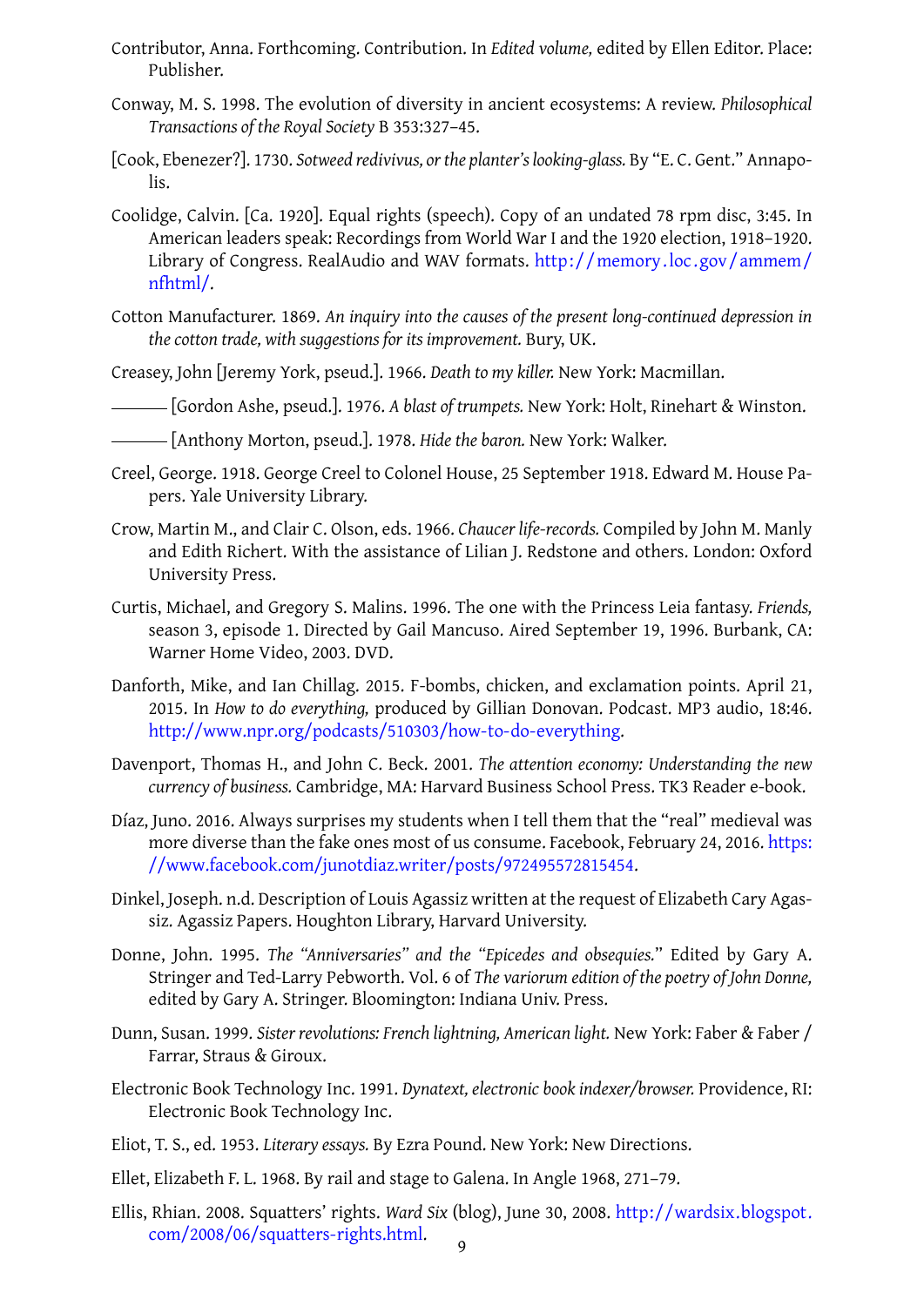Contributor, Anna. Forthcoming. Contribution. In *Edited volume,* edited by Ellen Editor. Place: Publisher.

Conway, M. S. 1998. The evolution of diversity in ancient ecosystems: A review. *Philosophical Transactions of the Royal Society* B 353:327–45.

[Cook, Ebenezer?]. 1730. *Sotweed redivivus, or the planter's looking-glass.* By "E. C. Gent." Annapolis.

Coolidge, Calvin. [Ca. 1920]. Equal rights (speech). Copy of an undated 78 rpm disc, 3:45. In American leaders speak: Recordings from World War I and the 1920 election, 1918–1920. Library of Congress. RealAudio and WAV formats. http://memory.loc.gov/ammem/nfhtml/.

Cotton Manufacturer. 1869. *An inquiry into the causes of the present long-continued depression in the cotton trade, with suggestions for its improvement.* Bury, UK.

Creasey, John [Jeremy York, pseud.]. 1966. *Death to my killer.* New York: Macmillan.

——— [Gordon Ashe, pseud.]. 1976. *A blast of trumpets.* New York: Holt, Rinehart & Winston.

——— [Anthony Morton, pseud.]. 1978. *Hide the baron.* New York: Walker.

Creel, George. 1918. George Creel to Colonel House, 25 September 1918. Edward M. House Papers. Yale University Library.

Crow, Martin M., and Clair C. Olson, eds. 1966. *Chaucer life-records.* Compiled by John M. Manly and Edith Richert. With the assistance of Lilian J. Redstone and others. London: Oxford University Press.

Curtis, Michael, and Gregory S. Malins. 1996. The one with the Princess Leia fantasy. *Friends,* season 3, episode 1. Directed by Gail Mancuso. Aired September 19, 1996. Burbank, CA: Warner Home Video, 2003. DVD.

Danforth, Mike, and Ian Chillag. 2015. F-bombs, chicken, and exclamation points. April 21, 2015. In *How to do everything,* produced by Gillian Donovan. Podcast. MP3 audio, 18:46. http://www.npr.org/podcasts/510303/how-to-do-everything.

Davenport, Thomas H., and John C. Beck. 2001. *The attention economy: Understanding the new currency of business.* Cambridge, MA: Harvard Business School Press. TK3 Reader e-book.

Díaz, Juno. 2016. Always surprises my students when I tell them that the "real" medieval was more diverse than the fake ones most of us consume. Facebook, February 24, 2016. https://www.facebook.com/junotdiaz.writer/posts/972495572815454.

Dinkel, Joseph. n.d. Description of Louis Agassiz written at the request of Elizabeth Cary Agassiz. Agassiz Papers. Houghton Library, Harvard University.

Donne, John. 1995. *The "Anniversaries" and the "Epicedes and obsequies."* Edited by Gary A. Stringer and Ted-Larry Pebworth. Vol. 6 of *The variorum edition of the poetry of John Donne,* edited by Gary A. Stringer. Bloomington: Indiana Univ. Press.

Dunn, Susan. 1999. *Sister revolutions: French lightning, American light.* New York: Faber & Faber / Farrar, Straus & Giroux.

Electronic Book Technology Inc. 1991. *Dynatext, electronic book indexer/browser.* Providence, RI: Electronic Book Technology Inc.

Eliot, T. S., ed. 1953. *Literary essays.* By Ezra Pound. New York: New Directions.

Ellet, Elizabeth F. L. 1968. By rail and stage to Galena. In Angle 1968, 271–79.

Ellis, Rhian. 2008. Squatters' rights. *Ward Six* (blog), June 30, 2008. http://wardsix.blogspot.com/2008/06/squatters-rights.html.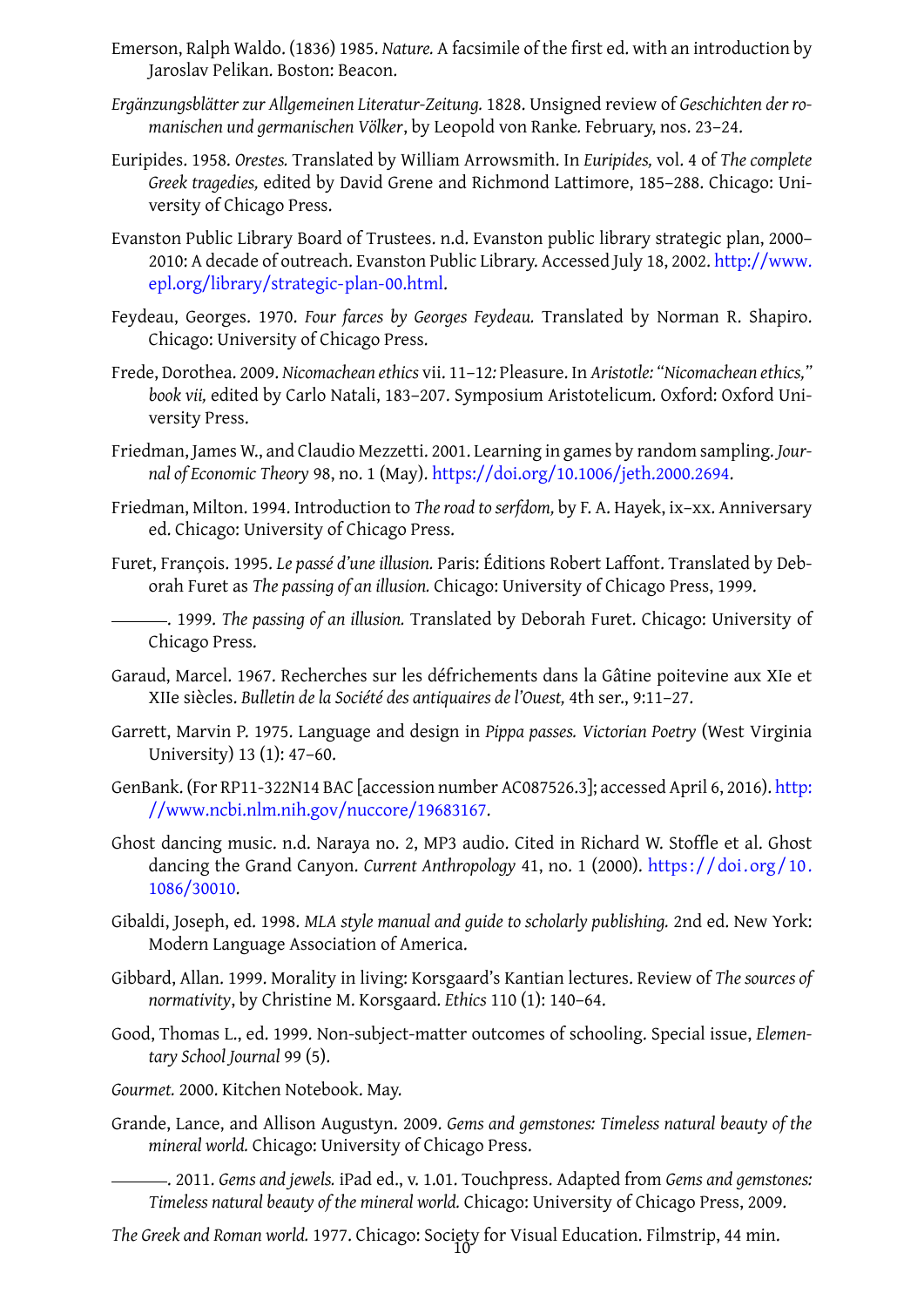Emerson, Ralph Waldo. (1836) 1985. *Nature.* A facsimile of the first ed. with an introduction by Jaroslav Pelikan. Boston: Beacon.

*Ergänzungsblätter zur Allgemeinen Literatur-Zeitung.* 1828. Unsigned review of *Geschichten der romanischen und germanischen Völker*, by Leopold von Ranke. February, nos. 23–24.

Euripides. 1958. *Orestes.* Translated by William Arrowsmith. In *Euripides,* vol. 4 of *The complete Greek tragedies,* edited by David Grene and Richmond Lattimore, 185–288. Chicago: University of Chicago Press.

Evanston Public Library Board of Trustees. n.d. Evanston public library strategic plan, 2000–2010: A decade of outreach. Evanston Public Library. Accessed July 18, 2002. http://www.epl.org/library/strategic-plan-00.html.

Feydeau, Georges. 1970. *Four farces by Georges Feydeau.* Translated by Norman R. Shapiro. Chicago: University of Chicago Press.

Frede, Dorothea. 2009. *Nicomachean ethics* vii. 11–12*:* Pleasure. In *Aristotle: "Nicomachean ethics," book vii,* edited by Carlo Natali, 183–207. Symposium Aristotelicum. Oxford: Oxford University Press.

Friedman, James W., and Claudio Mezzetti. 2001. Learning in games by random sampling. *Journal of Economic Theory* 98, no. 1 (May). https://doi.org/10.1006/jeth.2000.2694.

Friedman, Milton. 1994. Introduction to *The road to serfdom,* by F. A. Hayek, ix–xx. Anniversary ed. Chicago: University of Chicago Press.

Furet, François. 1995. *Le passé d'une illusion.* Paris: Éditions Robert Laffont. Translated by Deborah Furet as *The passing of an illusion.* Chicago: University of Chicago Press, 1999.

———. 1999. *The passing of an illusion.* Translated by Deborah Furet. Chicago: University of Chicago Press.

Garaud, Marcel. 1967. Recherches sur les défrichements dans la Gâtine poitevine aux XIe et XIIe siècles. *Bulletin de la Société des antiquaires de l'Ouest,* 4th ser., 9:11–27.

Garrett, Marvin P. 1975. Language and design in *Pippa passes. Victorian Poetry* (West Virginia University) 13 (1): 47–60.

GenBank. (For RP11-322N14 BAC [accession number AC087526.3]; accessed April 6, 2016). http://www.ncbi.nlm.nih.gov/nuccore/19683167.

Ghost dancing music. n.d. Naraya no. 2, MP3 audio. Cited in Richard W. Stoffle et al. Ghost dancing the Grand Canyon. *Current Anthropology* 41, no. 1 (2000). https://doi.org/10.1086/30010.

Gibaldi, Joseph, ed. 1998. *MLA style manual and guide to scholarly publishing.* 2nd ed. New York: Modern Language Association of America.

Gibbard, Allan. 1999. Morality in living: Korsgaard's Kantian lectures. Review of *The sources of normativity*, by Christine M. Korsgaard. *Ethics* 110 (1): 140–64.

Good, Thomas L., ed. 1999. Non-subject-matter outcomes of schooling. Special issue, *Elementary School Journal* 99 (5).

*Gourmet.* 2000. Kitchen Notebook. May.

Grande, Lance, and Allison Augustyn. 2009. *Gems and gemstones: Timeless natural beauty of the mineral world.* Chicago: University of Chicago Press.

———. 2011. *Gems and jewels.* iPad ed., v. 1.01. Touchpress. Adapted from *Gems and gemstones: Timeless natural beauty of the mineral world.* Chicago: University of Chicago Press, 2009.

*The Greek and Roman world.* 1977. Chicago: Society for Visual Education. Filmstrip, 44 min.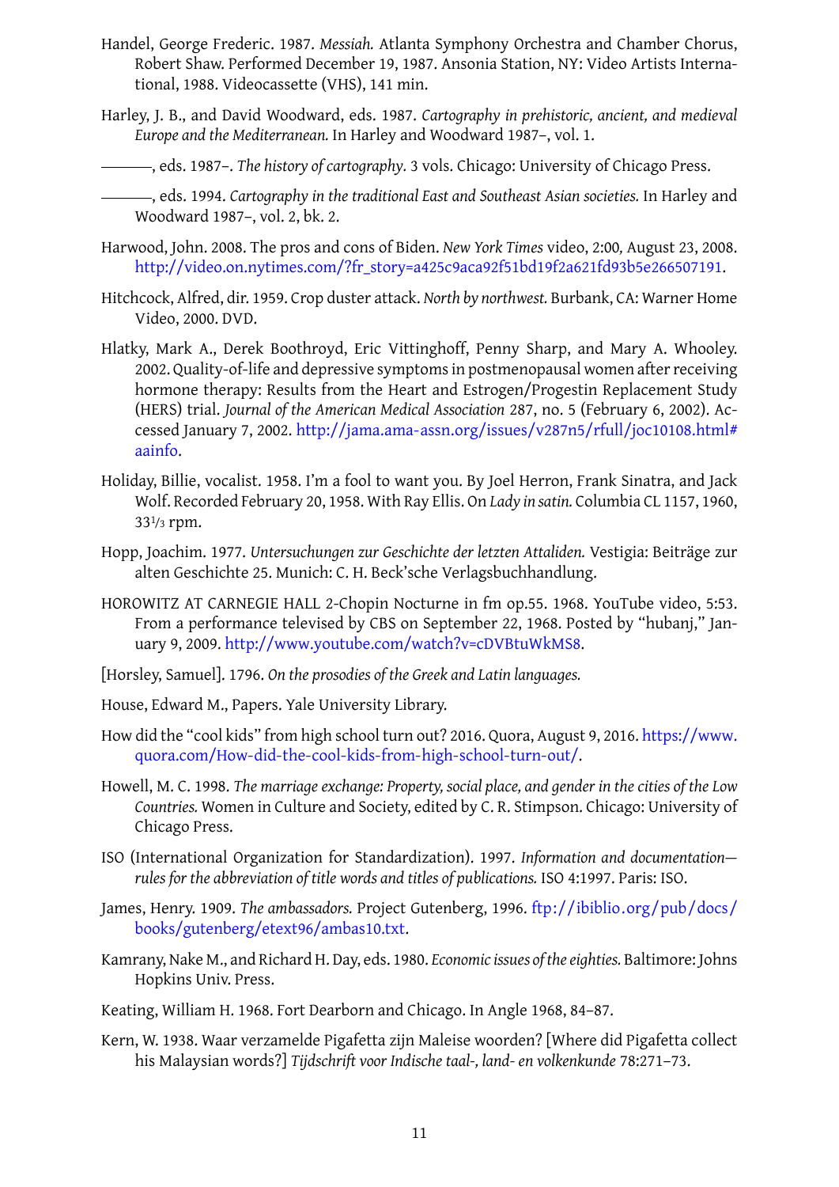Handel, George Frederic. 1987. *Messiah.* Atlanta Symphony Orchestra and Chamber Chorus, Robert Shaw. Performed December 19, 1987. Ansonia Station, NY: Video Artists International, 1988. Videocassette (VHS), 141 min.

Harley, J. B., and David Woodward, eds. 1987. *Cartography in prehistoric, ancient, and medieval Europe and the Mediterranean.* In Harley and Woodward 1987–, vol. 1.

———, eds. 1987–. *The history of cartography.* 3 vols. Chicago: University of Chicago Press.

———, eds. 1994. *Cartography in the traditional East and Southeast Asian societies.* In Harley and Woodward 1987–, vol. 2, bk. 2.

Harwood, John. 2008. The pros and cons of Biden. *New York Times* video, 2:00, August 23, 2008. http://video.on.nytimes.com/?fr_story=a425c9aca92f51bd19f2a621fd93b5e266507191.

Hitchcock, Alfred, dir. 1959. Crop duster attack. *North by northwest.* Burbank, CA: Warner Home Video, 2000. DVD.

Hlatky, Mark A., Derek Boothroyd, Eric Vittinghoff, Penny Sharp, and Mary A. Whooley. 2002. Quality-of-life and depressive symptoms in postmenopausal women after receiving hormone therapy: Results from the Heart and Estrogen/Progestin Replacement Study (HERS) trial. *Journal of the American Medical Association* 287, no. 5 (February 6, 2002). Accessed January 7, 2002. http://jama.ama-assn.org/issues/v287n5/rfull/joc10108.html#aainfo.

Holiday, Billie, vocalist. 1958. I'm a fool to want you. By Joel Herron, Frank Sinatra, and Jack Wolf. Recorded February 20, 1958. With Ray Ellis. On *Lady in satin.* Columbia CL 1157, 1960, 33⅓ rpm.

Hopp, Joachim. 1977. *Untersuchungen zur Geschichte der letzten Attaliden.* Vestigia: Beiträge zur alten Geschichte 25. Munich: C. H. Beck'sche Verlagsbuchhandlung.

HOROWITZ AT CARNEGIE HALL 2-Chopin Nocturne in fm op.55. 1968. YouTube video, 5:53. From a performance televised by CBS on September 22, 1968. Posted by "hubanj," January 9, 2009. http://www.youtube.com/watch?v=cDVBtuWkMS8.

[Horsley, Samuel]. 1796. *On the prosodies of the Greek and Latin languages.*

House, Edward M., Papers. Yale University Library.

How did the "cool kids" from high school turn out? 2016. Quora, August 9, 2016. https://www.quora.com/How-did-the-cool-kids-from-high-school-turn-out/.

Howell, M. C. 1998. *The marriage exchange: Property, social place, and gender in the cities of the Low Countries.* Women in Culture and Society, edited by C. R. Stimpson. Chicago: University of Chicago Press.

ISO (International Organization for Standardization). 1997. *Information and documentation—rules for the abbreviation of title words and titles of publications.* ISO 4:1997. Paris: ISO.

James, Henry. 1909. *The ambassadors.* Project Gutenberg, 1996. ftp://ibiblio.org/pub/docs/books/gutenberg/etext96/ambas10.txt.

Kamrany, Nake M., and Richard H. Day, eds. 1980. *Economic issues of the eighties.* Baltimore: Johns Hopkins Univ. Press.

Keating, William H. 1968. Fort Dearborn and Chicago. In Angle 1968, 84–87.

Kern, W. 1938. Waar verzamelde Pigafetta zijn Maleise woorden? [Where did Pigafetta collect his Malaysian words?] *Tijdschrift voor Indische taal-, land- en volkenkunde* 78:271–73.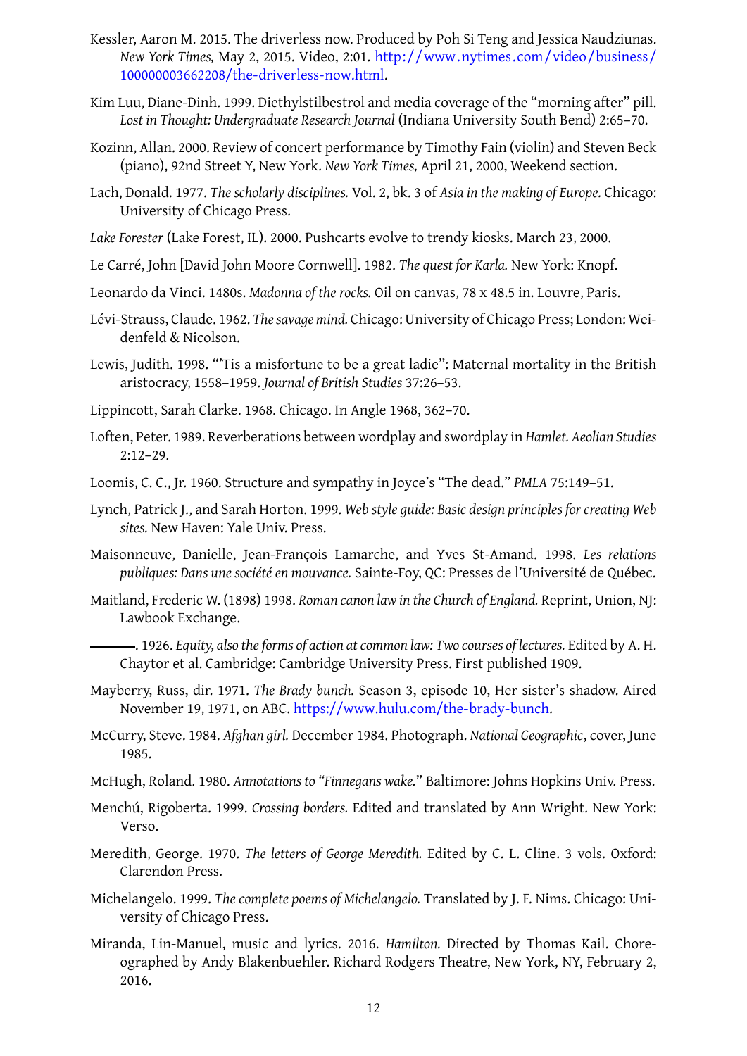Kessler, Aaron M. 2015. The driverless now. Produced by Poh Si Teng and Jessica Naudziunas. *New York Times,* May 2, 2015. Video, 2:01. http://www.nytimes.com/video/business/100000003662208/the-driverless-now.html.

Kim Luu, Diane-Dinh. 1999. Diethylstilbestrol and media coverage of the "morning after" pill. *Lost in Thought: Undergraduate Research Journal* (Indiana University South Bend) 2:65–70.

Kozinn, Allan. 2000. Review of concert performance by Timothy Fain (violin) and Steven Beck (piano), 92nd Street Y, New York. *New York Times,* April 21, 2000, Weekend section.

Lach, Donald. 1977. *The scholarly disciplines.* Vol. 2, bk. 3 of *Asia in the making of Europe.* Chicago: University of Chicago Press.

*Lake Forester* (Lake Forest, IL). 2000. Pushcarts evolve to trendy kiosks. March 23, 2000.

Le Carré, John [David John Moore Cornwell]. 1982. *The quest for Karla.* New York: Knopf.

Leonardo da Vinci. 1480s. *Madonna of the rocks.* Oil on canvas, 78 x 48.5 in. Louvre, Paris.

Lévi-Strauss, Claude. 1962. *The savage mind.* Chicago: University of Chicago Press; London: Weidenfeld & Nicolson.

Lewis, Judith. 1998. "'Tis a misfortune to be a great ladie": Maternal mortality in the British aristocracy, 1558–1959. *Journal of British Studies* 37:26–53.

Lippincott, Sarah Clarke. 1968. Chicago. In Angle 1968, 362–70.

Loften, Peter. 1989. Reverberations between wordplay and swordplay in *Hamlet. Aeolian Studies* 2:12–29.

Loomis, C. C., Jr. 1960. Structure and sympathy in Joyce's "The dead." *PMLA* 75:149–51.

Lynch, Patrick J., and Sarah Horton. 1999. *Web style guide: Basic design principles for creating Web sites.* New Haven: Yale Univ. Press.

Maisonneuve, Danielle, Jean-François Lamarche, and Yves St-Amand. 1998. *Les relations publiques: Dans une société en mouvance.* Sainte-Foy, QC: Presses de l'Université de Québec.

Maitland, Frederic W. (1898) 1998. *Roman canon law in the Church of England.* Reprint, Union, NJ: Lawbook Exchange.

———. 1926. *Equity, also the forms of action at common law: Two courses of lectures.* Edited by A. H. Chaytor et al. Cambridge: Cambridge University Press. First published 1909.

Mayberry, Russ, dir. 1971. *The Brady bunch.* Season 3, episode 10, Her sister's shadow. Aired November 19, 1971, on ABC. https://www.hulu.com/the-brady-bunch.

McCurry, Steve. 1984. *Afghan girl.* December 1984. Photograph. *National Geographic*, cover, June 1985.

McHugh, Roland. 1980. *Annotations to "Finnegans wake."* Baltimore: Johns Hopkins Univ. Press.

Menchú, Rigoberta. 1999. *Crossing borders.* Edited and translated by Ann Wright. New York: Verso.

Meredith, George. 1970. *The letters of George Meredith.* Edited by C. L. Cline. 3 vols. Oxford: Clarendon Press.

Michelangelo. 1999. *The complete poems of Michelangelo.* Translated by J. F. Nims. Chicago: University of Chicago Press.

Miranda, Lin-Manuel, music and lyrics. 2016. *Hamilton.* Directed by Thomas Kail. Choreographed by Andy Blakenbuehler. Richard Rodgers Theatre, New York, NY, February 2, 2016.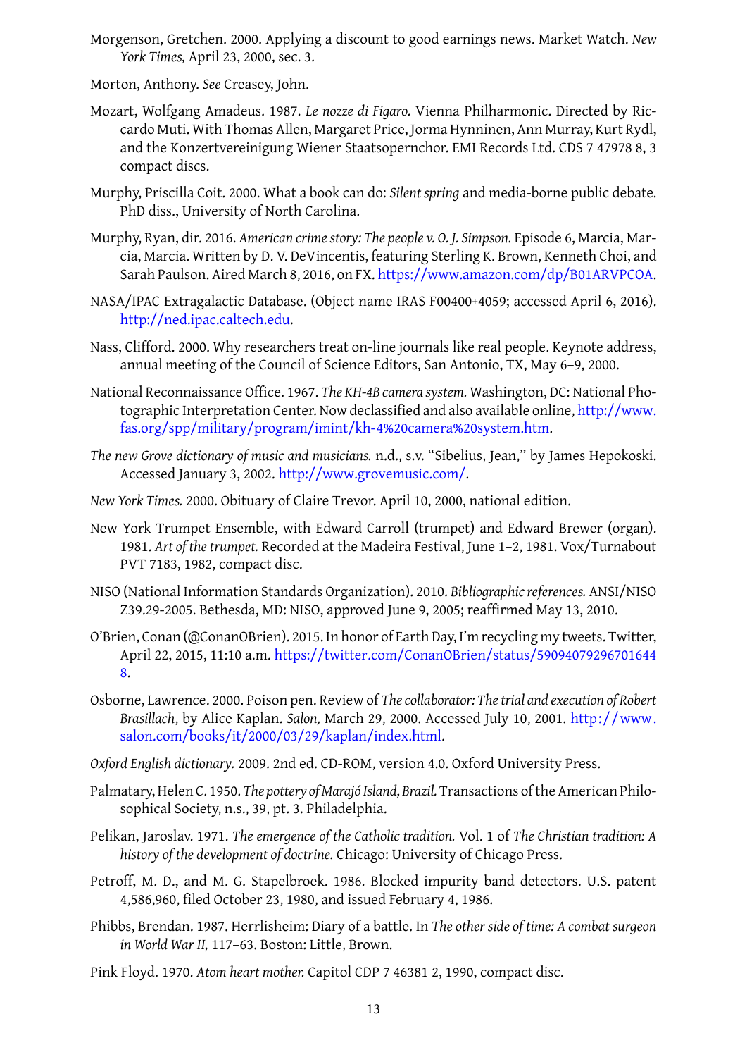Morgenson, Gretchen. 2000. Applying a discount to good earnings news. Market Watch. *New York Times,* April 23, 2000, sec. 3.

Morton, Anthony. *See* Creasey, John.

Mozart, Wolfgang Amadeus. 1987. *Le nozze di Figaro.* Vienna Philharmonic. Directed by Riccardo Muti. With Thomas Allen, Margaret Price, Jorma Hynninen, Ann Murray, Kurt Rydl, and the Konzertvereinigung Wiener Staatsopernchor. EMI Records Ltd. CDS 7 47978 8, 3 compact discs.

Murphy, Priscilla Coit. 2000. What a book can do: *Silent spring* and media-borne public debate. PhD diss., University of North Carolina.

Murphy, Ryan, dir. 2016. *American crime story: The people v. O. J. Simpson.* Episode 6, Marcia, Marcia, Marcia. Written by D. V. DeVincentis, featuring Sterling K. Brown, Kenneth Choi, and Sarah Paulson. Aired March 8, 2016, on FX. https://www.amazon.com/dp/B01ARVPCOA.

NASA/IPAC Extragalactic Database. (Object name IRAS F00400+4059; accessed April 6, 2016). http://ned.ipac.caltech.edu.

Nass, Clifford. 2000. Why researchers treat on-line journals like real people. Keynote address, annual meeting of the Council of Science Editors, San Antonio, TX, May 6–9, 2000.

National Reconnaissance Office. 1967. *The KH-4B camera system.* Washington, DC: National Photographic Interpretation Center. Now declassified and also available online, http://www.fas.org/spp/military/program/imint/kh-4%20camera%20system.htm.

*The new Grove dictionary of music and musicians.* n.d., s.v. "Sibelius, Jean," by James Hepokoski. Accessed January 3, 2002. http://www.grovemusic.com/.

*New York Times.* 2000. Obituary of Claire Trevor. April 10, 2000, national edition.

New York Trumpet Ensemble, with Edward Carroll (trumpet) and Edward Brewer (organ). 1981. *Art of the trumpet.* Recorded at the Madeira Festival, June 1–2, 1981. Vox/Turnabout PVT 7183, 1982, compact disc.

NISO (National Information Standards Organization). 2010. *Bibliographic references.* ANSI/NISO Z39.29-2005. Bethesda, MD: NISO, approved June 9, 2005; reaffirmed May 13, 2010.

O'Brien, Conan (@ConanOBrien). 2015. In honor of Earth Day, I'm recycling my tweets. Twitter, April 22, 2015, 11:10 a.m. https://twitter.com/ConanOBrien/status/590940792967016448.

Osborne, Lawrence. 2000. Poison pen. Review of *The collaborator: The trial and execution of Robert Brasillach*, by Alice Kaplan. *Salon,* March 29, 2000. Accessed July 10, 2001. http://www.salon.com/books/it/2000/03/29/kaplan/index.html.

*Oxford English dictionary.* 2009. 2nd ed. CD-ROM, version 4.0. Oxford University Press.

Palmatary, Helen C. 1950. *The pottery of Marajó Island, Brazil.* Transactions of the American Philosophical Society, n.s., 39, pt. 3. Philadelphia.

Pelikan, Jaroslav. 1971. *The emergence of the Catholic tradition.* Vol. 1 of *The Christian tradition: A history of the development of doctrine.* Chicago: University of Chicago Press.

Petroff, M. D., and M. G. Stapelbroek. 1986. Blocked impurity band detectors. U.S. patent 4,586,960, filed October 23, 1980, and issued February 4, 1986.

Phibbs, Brendan. 1987. Herrlisheim: Diary of a battle. In *The other side of time: A combat surgeon in World War II,* 117–63. Boston: Little, Brown.

Pink Floyd. 1970. *Atom heart mother.* Capitol CDP 7 46381 2, 1990, compact disc.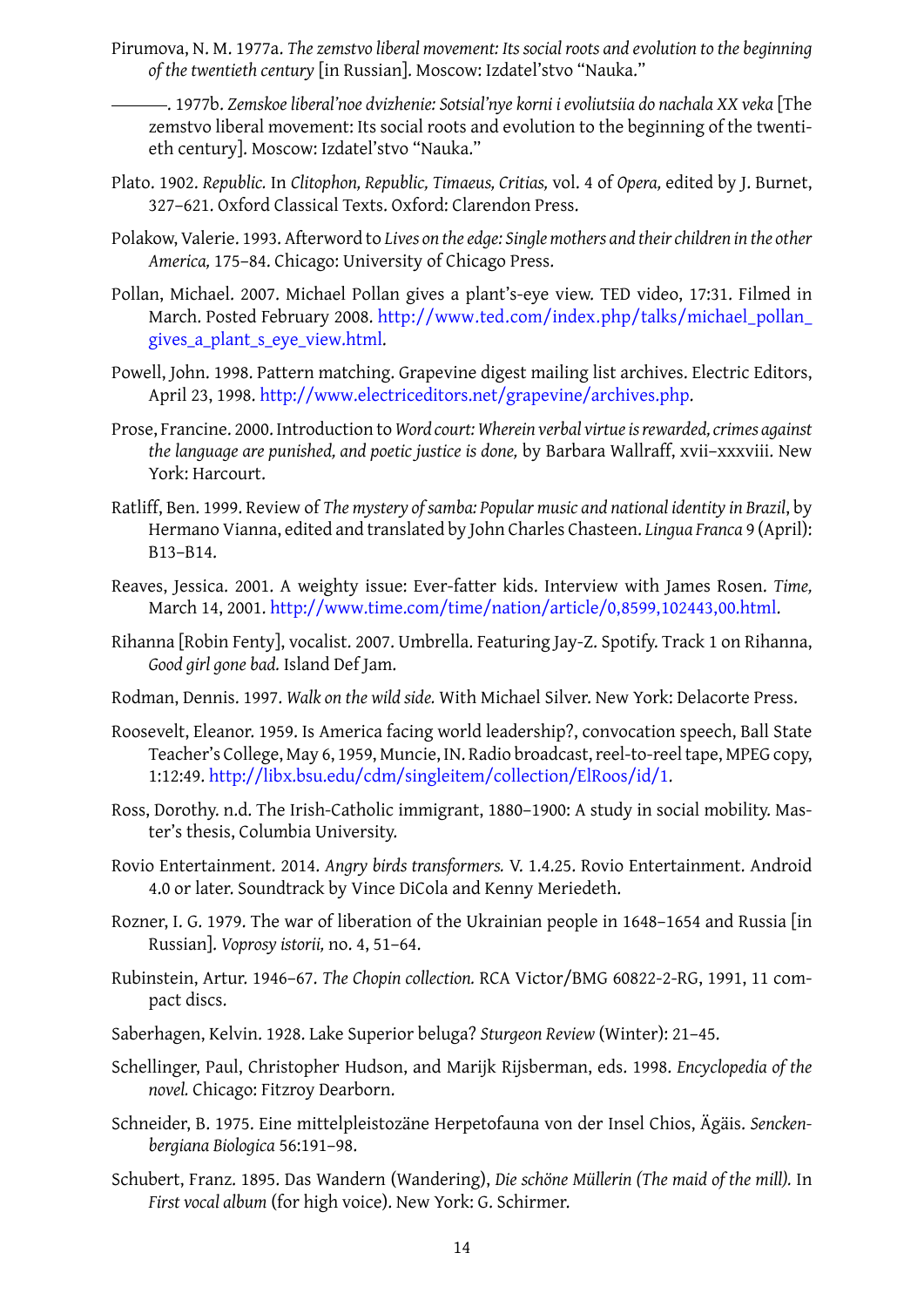Pirumova, N. M. 1977a. *The zemstvo liberal movement: Its social roots and evolution to the beginning of the twentieth century* [in Russian]. Moscow: Izdatel'stvo "Nauka."

———. 1977b. *Zemskoe liberal'noe dvizhenie: Sotsial'nye korni i evoliutsiia do nachala XX veka* [The zemstvo liberal movement: Its social roots and evolution to the beginning of the twentieth century]. Moscow: Izdatel'stvo "Nauka."

Plato. 1902. *Republic.* In *Clitophon, Republic, Timaeus, Critias,* vol. 4 of *Opera,* edited by J. Burnet, 327–621. Oxford Classical Texts. Oxford: Clarendon Press.

Polakow, Valerie. 1993. Afterword to *Lives on the edge: Single mothers and their children in the other America,* 175–84. Chicago: University of Chicago Press.

Pollan, Michael. 2007. Michael Pollan gives a plant's-eye view. TED video, 17:31. Filmed in March. Posted February 2008. http://www.ted.com/index.php/talks/michael_pollan_gives_a_plant_s_eye_view.html.

Powell, John. 1998. Pattern matching. Grapevine digest mailing list archives. Electric Editors, April 23, 1998. http://www.electriceditors.net/grapevine/archives.php.

Prose, Francine. 2000. Introduction to *Word court: Wherein verbal virtue is rewarded, crimes against the language are punished, and poetic justice is done,* by Barbara Wallraff, xvii–xxxviii. New York: Harcourt.

Ratliff, Ben. 1999. Review of *The mystery of samba: Popular music and national identity in Brazil*, by Hermano Vianna, edited and translated by John Charles Chasteen. *Lingua Franca* 9 (April): B13–B14.

Reaves, Jessica. 2001. A weighty issue: Ever-fatter kids. Interview with James Rosen. *Time,* March 14, 2001. http://www.time.com/time/nation/article/0,8599,102443,00.html.

Rihanna [Robin Fenty], vocalist. 2007. Umbrella. Featuring Jay-Z. Spotify. Track 1 on Rihanna, *Good girl gone bad.* Island Def Jam.

Rodman, Dennis. 1997. *Walk on the wild side.* With Michael Silver. New York: Delacorte Press.

Roosevelt, Eleanor. 1959. Is America facing world leadership?, convocation speech, Ball State Teacher's College, May 6, 1959, Muncie, IN. Radio broadcast, reel-to-reel tape, MPEG copy, 1:12:49. http://libx.bsu.edu/cdm/singleitem/collection/ElRoos/id/1.

Ross, Dorothy. n.d. The Irish-Catholic immigrant, 1880–1900: A study in social mobility. Master's thesis, Columbia University.

Rovio Entertainment. 2014. *Angry birds transformers.* V. 1.4.25. Rovio Entertainment. Android 4.0 or later. Soundtrack by Vince DiCola and Kenny Meriedeth.

Rozner, I. G. 1979. The war of liberation of the Ukrainian people in 1648–1654 and Russia [in Russian]. *Voprosy istorii,* no. 4, 51–64.

Rubinstein, Artur. 1946–67. *The Chopin collection.* RCA Victor/BMG 60822-2-RG, 1991, 11 compact discs.

Saberhagen, Kelvin. 1928. Lake Superior beluga? *Sturgeon Review* (Winter): 21–45.

Schellinger, Paul, Christopher Hudson, and Marijk Rijsberman, eds. 1998. *Encyclopedia of the novel.* Chicago: Fitzroy Dearborn.

Schneider, B. 1975. Eine mittelpleistozäne Herpetofauna von der Insel Chios, Ägäis. *Senckenbergiana Biologica* 56:191–98.

Schubert, Franz. 1895. Das Wandern (Wandering), *Die schöne Müllerin (The maid of the mill).* In *First vocal album* (for high voice). New York: G. Schirmer.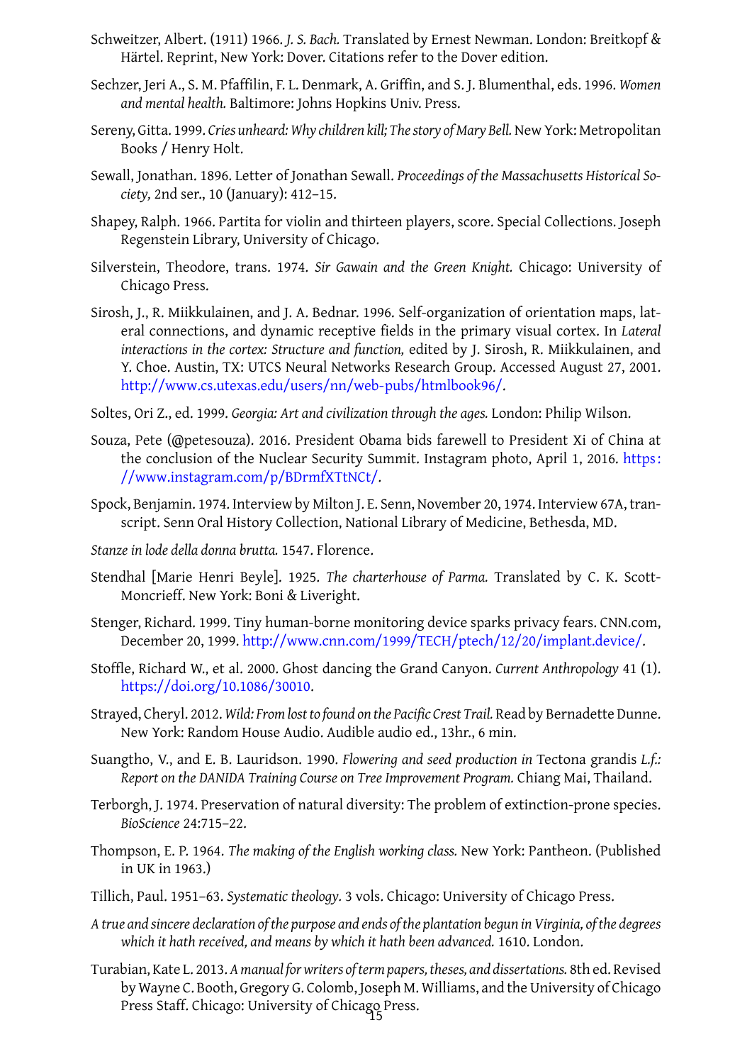Schweitzer, Albert. (1911) 1966. *J. S. Bach.* Translated by Ernest Newman. London: Breitkopf & Härtel. Reprint, New York: Dover. Citations refer to the Dover edition.

Sechzer, Jeri A., S. M. Pfaffilin, F. L. Denmark, A. Griffin, and S. J. Blumenthal, eds. 1996. *Women and mental health.* Baltimore: Johns Hopkins Univ. Press.

Sereny, Gitta. 1999. *Cries unheard: Why children kill; The story of Mary Bell.* New York: Metropolitan Books / Henry Holt.

Sewall, Jonathan. 1896. Letter of Jonathan Sewall. *Proceedings of the Massachusetts Historical Society,* 2nd ser., 10 (January): 412–15.

Shapey, Ralph. 1966. Partita for violin and thirteen players, score. Special Collections. Joseph Regenstein Library, University of Chicago.

Silverstein, Theodore, trans. 1974. *Sir Gawain and the Green Knight.* Chicago: University of Chicago Press.

Sirosh, J., R. Miikkulainen, and J. A. Bednar. 1996. Self-organization of orientation maps, lateral connections, and dynamic receptive fields in the primary visual cortex. In *Lateral interactions in the cortex: Structure and function,* edited by J. Sirosh, R. Miikkulainen, and Y. Choe. Austin, TX: UTCS Neural Networks Research Group. Accessed August 27, 2001. http://www.cs.utexas.edu/users/nn/web-pubs/htmlbook96/.

Soltes, Ori Z., ed. 1999. *Georgia: Art and civilization through the ages.* London: Philip Wilson.

Souza, Pete (@petesouza). 2016. President Obama bids farewell to President Xi of China at the conclusion of the Nuclear Security Summit. Instagram photo, April 1, 2016. https://www.instagram.com/p/BDrmfXTtNCt/.

Spock, Benjamin. 1974. Interview by Milton J. E. Senn, November 20, 1974. Interview 67A, transcript. Senn Oral History Collection, National Library of Medicine, Bethesda, MD.

*Stanze in lode della donna brutta.* 1547. Florence.

Stendhal [Marie Henri Beyle]. 1925. *The charterhouse of Parma.* Translated by C. K. Scott-Moncrieff. New York: Boni & Liveright.

Stenger, Richard. 1999. Tiny human-borne monitoring device sparks privacy fears. CNN.com, December 20, 1999. http://www.cnn.com/1999/TECH/ptech/12/20/implant.device/.

Stoffle, Richard W., et al. 2000. Ghost dancing the Grand Canyon. *Current Anthropology* 41 (1). https://doi.org/10.1086/30010.

Strayed, Cheryl. 2012. *Wild: From lost to found on the Pacific Crest Trail.* Read by Bernadette Dunne. New York: Random House Audio. Audible audio ed., 13hr., 6 min.

Suangtho, V., and E. B. Lauridson. 1990. *Flowering and seed production in* Tectona grandis *L.f.: Report on the DANIDA Training Course on Tree Improvement Program.* Chiang Mai, Thailand.

Terborgh, J. 1974. Preservation of natural diversity: The problem of extinction-prone species. *BioScience* 24:715–22.

Thompson, E. P. 1964. *The making of the English working class.* New York: Pantheon. (Published in UK in 1963.)

Tillich, Paul. 1951–63. *Systematic theology.* 3 vols. Chicago: University of Chicago Press.

*A true and sincere declaration of the purpose and ends of the plantation begun in Virginia, of the degrees which it hath received, and means by which it hath been advanced.* 1610. London.

Turabian, Kate L. 2013. *A manual for writers of term papers, theses, and dissertations.* 8th ed. Revised by Wayne C. Booth, Gregory G. Colomb, Joseph M. Williams, and the University of Chicago Press Staff. Chicago: University of Chicago Press.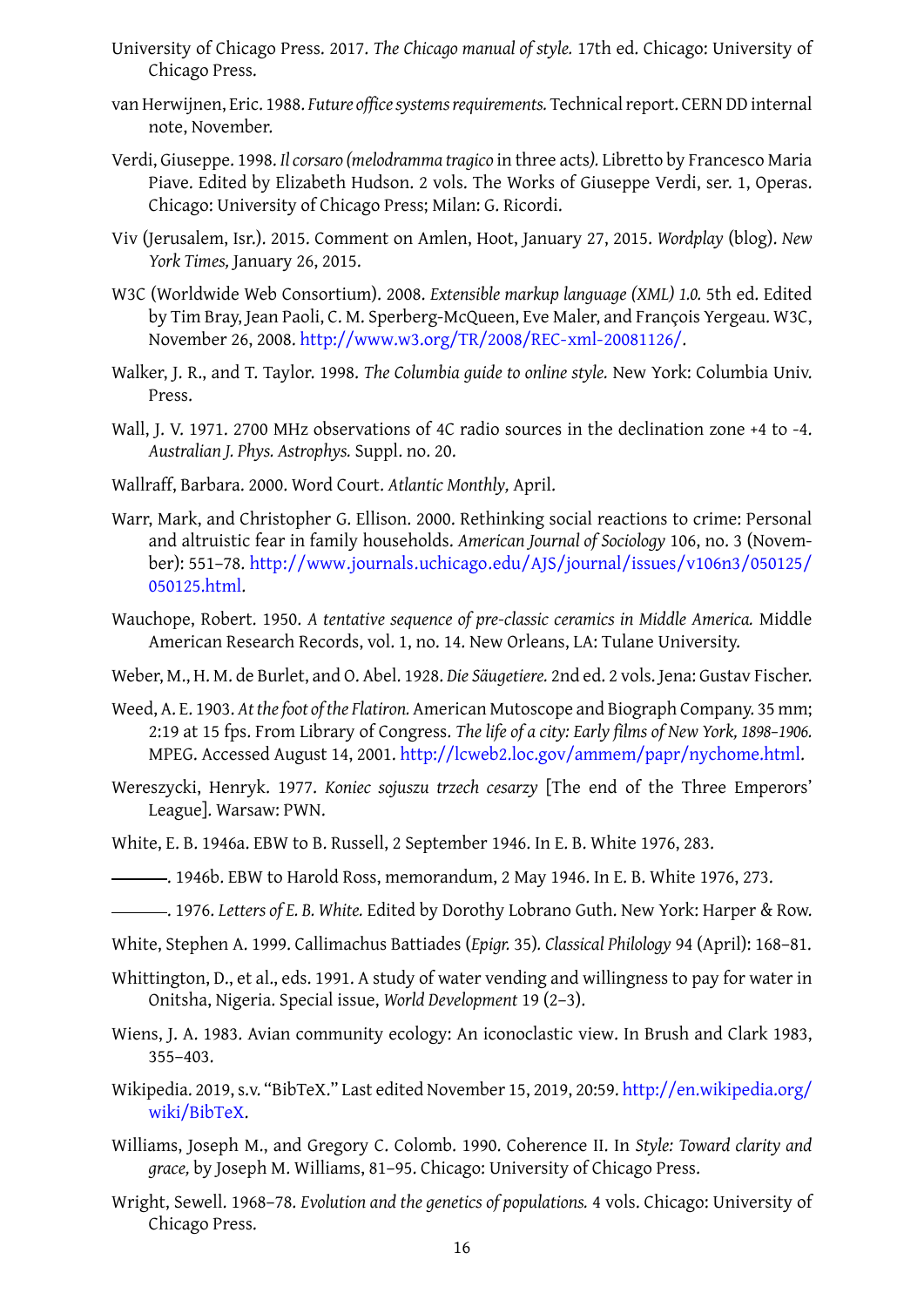University of Chicago Press. 2017. *The Chicago manual of style.* 17th ed. Chicago: University of Chicago Press.

van Herwijnen, Eric. 1988. *Future office systems requirements.* Technical report. CERN DD internal note, November.

Verdi, Giuseppe. 1998. *Il corsaro (melodramma tragico* in three acts*).* Libretto by Francesco Maria Piave. Edited by Elizabeth Hudson. 2 vols. The Works of Giuseppe Verdi, ser. 1, Operas. Chicago: University of Chicago Press; Milan: G. Ricordi.

Viv (Jerusalem, Isr.). 2015. Comment on Amlen, Hoot, January 27, 2015. *Wordplay* (blog). *New York Times,* January 26, 2015.

W3C (Worldwide Web Consortium). 2008. *Extensible markup language (XML) 1.0.* 5th ed. Edited by Tim Bray, Jean Paoli, C. M. Sperberg-McQueen, Eve Maler, and François Yergeau. W3C, November 26, 2008. http://www.w3.org/TR/2008/REC-xml-20081126/.

Walker, J. R., and T. Taylor. 1998. *The Columbia guide to online style.* New York: Columbia Univ. Press.

Wall, J. V. 1971. 2700 MHz observations of 4C radio sources in the declination zone +4 to -4. *Australian J. Phys. Astrophys.* Suppl. no. 20.

Wallraff, Barbara. 2000. Word Court. *Atlantic Monthly,* April.

Warr, Mark, and Christopher G. Ellison. 2000. Rethinking social reactions to crime: Personal and altruistic fear in family households. *American Journal of Sociology* 106, no. 3 (November): 551–78. http://www.journals.uchicago.edu/AJS/journal/issues/v106n3/050125/050125.html.

Wauchope, Robert. 1950. *A tentative sequence of pre-classic ceramics in Middle America.* Middle American Research Records, vol. 1, no. 14. New Orleans, LA: Tulane University.

Weber, M., H. M. de Burlet, and O. Abel. 1928. *Die Säugetiere.* 2nd ed. 2 vols. Jena: Gustav Fischer.

Weed, A. E. 1903. *At the foot of the Flatiron.* American Mutoscope and Biograph Company. 35 mm; 2:19 at 15 fps. From Library of Congress. *The life of a city: Early films of New York, 1898–1906.* MPEG. Accessed August 14, 2001. http://lcweb2.loc.gov/ammem/papr/nychome.html.

Wereszycki, Henryk. 1977. *Koniec sojuszu trzech cesarzy* [The end of the Three Emperors' League]. Warsaw: PWN.

White, E. B. 1946a. EBW to B. Russell, 2 September 1946. In E. B. White 1976, 283.

———. 1946b. EBW to Harold Ross, memorandum, 2 May 1946. In E. B. White 1976, 273.

———. 1976. *Letters of E. B. White.* Edited by Dorothy Lobrano Guth. New York: Harper & Row.

White, Stephen A. 1999. Callimachus Battiades (*Epigr.* 35)*. Classical Philology* 94 (April): 168–81.

Whittington, D., et al., eds. 1991. A study of water vending and willingness to pay for water in Onitsha, Nigeria. Special issue, *World Development* 19 (2–3).

Wiens, J. A. 1983. Avian community ecology: An iconoclastic view. In Brush and Clark 1983, 355–403.

Wikipedia. 2019, s.v. "BibTeX." Last edited November 15, 2019, 20:59. http://en.wikipedia.org/wiki/BibTeX.

Williams, Joseph M., and Gregory C. Colomb. 1990. Coherence II. In *Style: Toward clarity and grace,* by Joseph M. Williams, 81–95. Chicago: University of Chicago Press.

Wright, Sewell. 1968–78. *Evolution and the genetics of populations.* 4 vols. Chicago: University of Chicago Press.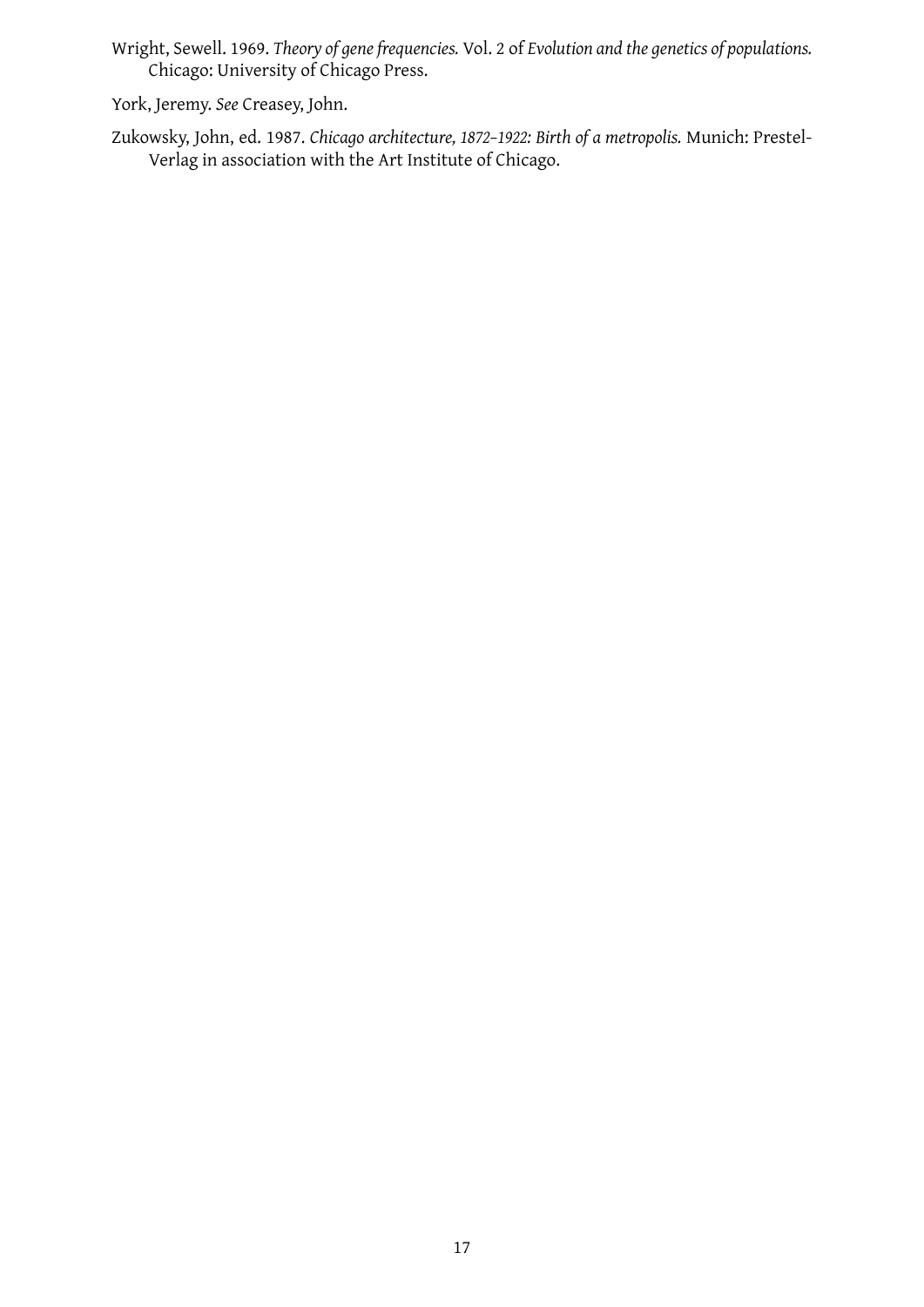Wright, Sewell. 1969. *Theory of gene frequencies.* Vol. 2 of *Evolution and the genetics of populations.* Chicago: University of Chicago Press.

York, Jeremy. *See* Creasey, John.

Zukowsky, John, ed. 1987. *Chicago architecture, 1872–1922: Birth of a metropolis.* Munich: Prestel-Verlag in association with the Art Institute of Chicago.